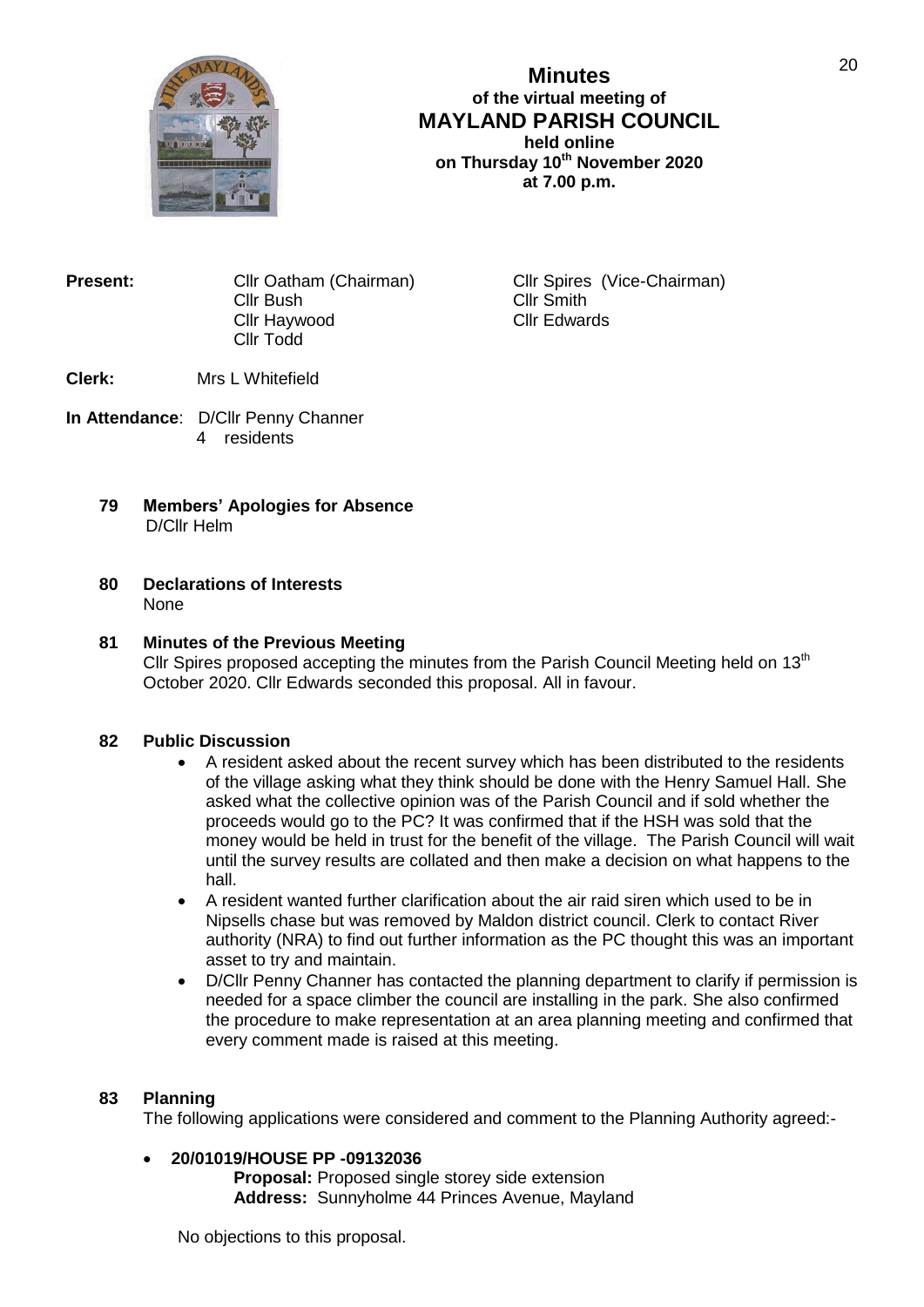# Minutes

**of the virtual meeting of**

## MAYLAND PARISH COUNCIL

**held online**
**on Thursday 10th November 2020**
**at 7.00 p.m.**

**Present:**
Cllr Oatham (Chairman)
Cllr Spires (Vice-Chairman)
Cllr Bush
Cllr Smith
Cllr Haywood
Cllr Edwards
Cllr Todd

**Clerk:** Mrs L Whitefield

**In Attendance**: D/Cllr Penny Channer
4 residents

### 79 Members' Apologies for Absence

D/Cllr Helm

### 80 Declarations of Interests

None

### 81 Minutes of the Previous Meeting

Cllr Spires proposed accepting the minutes from the Parish Council Meeting held on 13th October 2020. Cllr Edwards seconded this proposal. All in favour.

### 82 Public Discussion

- A resident asked about the recent survey which has been distributed to the residents of the village asking what they think should be done with the Henry Samuel Hall. She asked what the collective opinion was of the Parish Council and if sold whether the proceeds would go to the PC? It was confirmed that if the HSH was sold that the money would be held in trust for the benefit of the village. The Parish Council will wait until the survey results are collated and then make a decision on what happens to the hall.
- A resident wanted further clarification about the air raid siren which used to be in Nipsells chase but was removed by Maldon district council. Clerk to contact River authority (NRA) to find out further information as the PC thought this was an important asset to try and maintain.
- D/Cllr Penny Channer has contacted the planning department to clarify if permission is needed for a space climber the council are installing in the park. She also confirmed the procedure to make representation at an area planning meeting and confirmed that every comment made is raised at this meeting.

### 83 Planning

The following applications were considered and comment to the Planning Authority agreed:-

- **20/01019/HOUSE PP -09132036**
  **Proposal:** Proposed single storey side extension
  **Address:** Sunnyholme 44 Princes Avenue, Mayland

No objections to this proposal.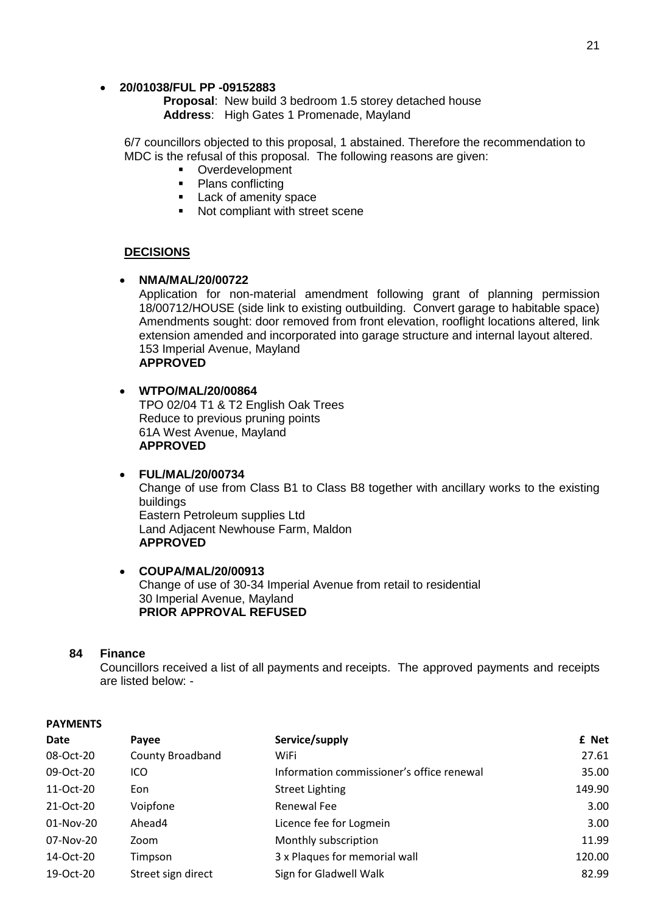- **20/01038/FUL PP -09152883**

  **Proposal**: New build 3 bedroom 1.5 storey detached house
  **Address**: High Gates 1 Promenade, Mayland

  6/7 councillors objected to this proposal, 1 abstained. Therefore the recommendation to MDC is the refusal of this proposal. The following reasons are given:

  - Overdevelopment
  - Plans conflicting
  - Lack of amenity space
  - Not compliant with street scene

**DECISIONS**

- **NMA/MAL/20/00722**
  Application for non-material amendment following grant of planning permission 18/00712/HOUSE (side link to existing outbuilding. Convert garage to habitable space) Amendments sought: door removed from front elevation, rooflight locations altered, link extension amended and incorporated into garage structure and internal layout altered.
  153 Imperial Avenue, Mayland
  **APPROVED**

- **WTPO/MAL/20/00864**
  TPO 02/04 T1 & T2 English Oak Trees
  Reduce to previous pruning points
  61A West Avenue, Mayland
  **APPROVED**

- **FUL/MAL/20/00734**
  Change of use from Class B1 to Class B8 together with ancillary works to the existing buildings
  Eastern Petroleum supplies Ltd
  Land Adjacent Newhouse Farm, Maldon
  **APPROVED**

- **COUPA/MAL/20/00913**
  Change of use of 30-34 Imperial Avenue from retail to residential
  30 Imperial Avenue, Mayland
  **PRIOR APPROVAL REFUSED**

## 84 Finance

Councillors received a list of all payments and receipts. The approved payments and receipts are listed below: -

**PAYMENTS**

| Date | Payee | Service/supply | £ Net |
|---|---|---|---|
| 08-Oct-20 | County Broadband | WiFi | 27.61 |
| 09-Oct-20 | ICO | Information commissioner's office renewal | 35.00 |
| 11-Oct-20 | Eon | Street Lighting | 149.90 |
| 21-Oct-20 | Voipfone | Renewal Fee | 3.00 |
| 01-Nov-20 | Ahead4 | Licence fee for Logmein | 3.00 |
| 07-Nov-20 | Zoom | Monthly subscription | 11.99 |
| 14-Oct-20 | Timpson | 3 x Plaques for memorial wall | 120.00 |
| 19-Oct-20 | Street sign direct | Sign for Gladwell Walk | 82.99 |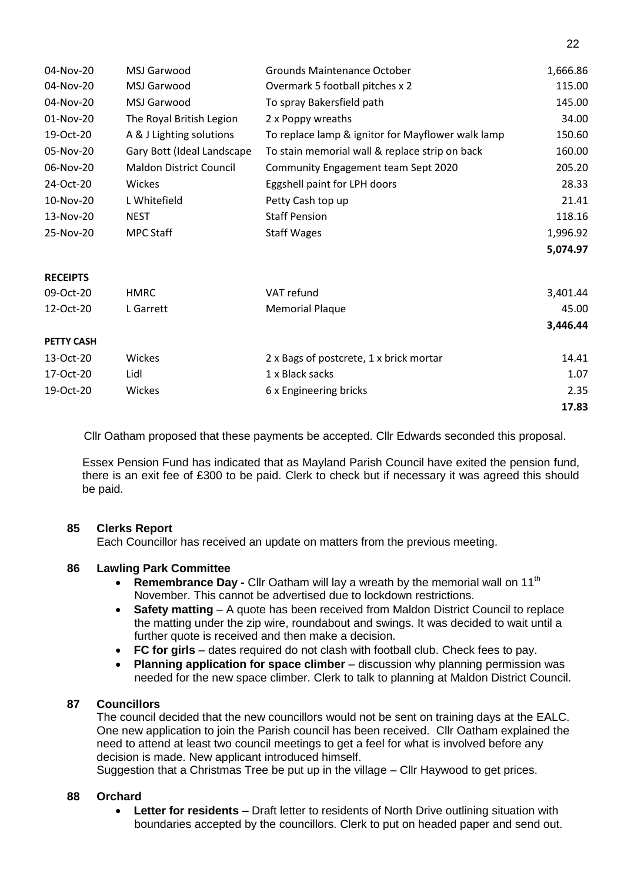| | | | |
|---|---|---|---|
| 04-Nov-20 | MSJ Garwood | Grounds Maintenance October | 1,666.86 |
| 04-Nov-20 | MSJ Garwood | Overmark 5 football pitches x 2 | 115.00 |
| 04-Nov-20 | MSJ Garwood | To spray Bakersfield path | 145.00 |
| 01-Nov-20 | The Royal British Legion | 2 x Poppy wreaths | 34.00 |
| 19-Oct-20 | A & J Lighting solutions | To replace lamp & ignitor for Mayflower walk lamp | 150.60 |
| 05-Nov-20 | Gary Bott (Ideal Landscape | To stain memorial wall & replace strip on back | 160.00 |
| 06-Nov-20 | Maldon District Council | Community Engagement team Sept 2020 | 205.20 |
| 24-Oct-20 | Wickes | Eggshell paint for LPH doors | 28.33 |
| 10-Nov-20 | L Whitefield | Petty Cash top up | 21.41 |
| 13-Nov-20 | NEST | Staff Pension | 118.16 |
| 25-Nov-20 | MPC Staff | Staff Wages | 1,996.92 |
| | | | **5,074.97** |
| **RECEIPTS** | | | |
| 09-Oct-20 | HMRC | VAT refund | 3,401.44 |
| 12-Oct-20 | L Garrett | Memorial Plaque | 45.00 |
| | | | **3,446.44** |
| **PETTY CASH** | | | |
| 13-Oct-20 | Wickes | 2 x Bags of postcrete, 1 x brick mortar | 14.41 |
| 17-Oct-20 | Lidl | 1 x Black sacks | 1.07 |
| 19-Oct-20 | Wickes | 6 x Engineering bricks | 2.35 |
| | | | **17.83** |

Cllr Oatham proposed that these payments be accepted. Cllr Edwards seconded this proposal.

Essex Pension Fund has indicated that as Mayland Parish Council have exited the pension fund, there is an exit fee of £300 to be paid. Clerk to check but if necessary it was agreed this should be paid.

**85 Clerks Report**

Each Councillor has received an update on matters from the previous meeting.

**86 Lawling Park Committee**

- **Remembrance Day -** Cllr Oatham will lay a wreath by the memorial wall on 11th November. This cannot be advertised due to lockdown restrictions.
- **Safety matting** – A quote has been received from Maldon District Council to replace the matting under the zip wire, roundabout and swings. It was decided to wait until a further quote is received and then make a decision.
- **FC for girls** – dates required do not clash with football club. Check fees to pay.
- **Planning application for space climber** – discussion why planning permission was needed for the new space climber. Clerk to talk to planning at Maldon District Council.

**87 Councillors**

The council decided that the new councillors would not be sent on training days at the EALC. One new application to join the Parish council has been received. Cllr Oatham explained the need to attend at least two council meetings to get a feel for what is involved before any decision is made. New applicant introduced himself.

Suggestion that a Christmas Tree be put up in the village – Cllr Haywood to get prices.

**88 Orchard**

- **Letter for residents –** Draft letter to residents of North Drive outlining situation with boundaries accepted by the councillors. Clerk to put on headed paper and send out.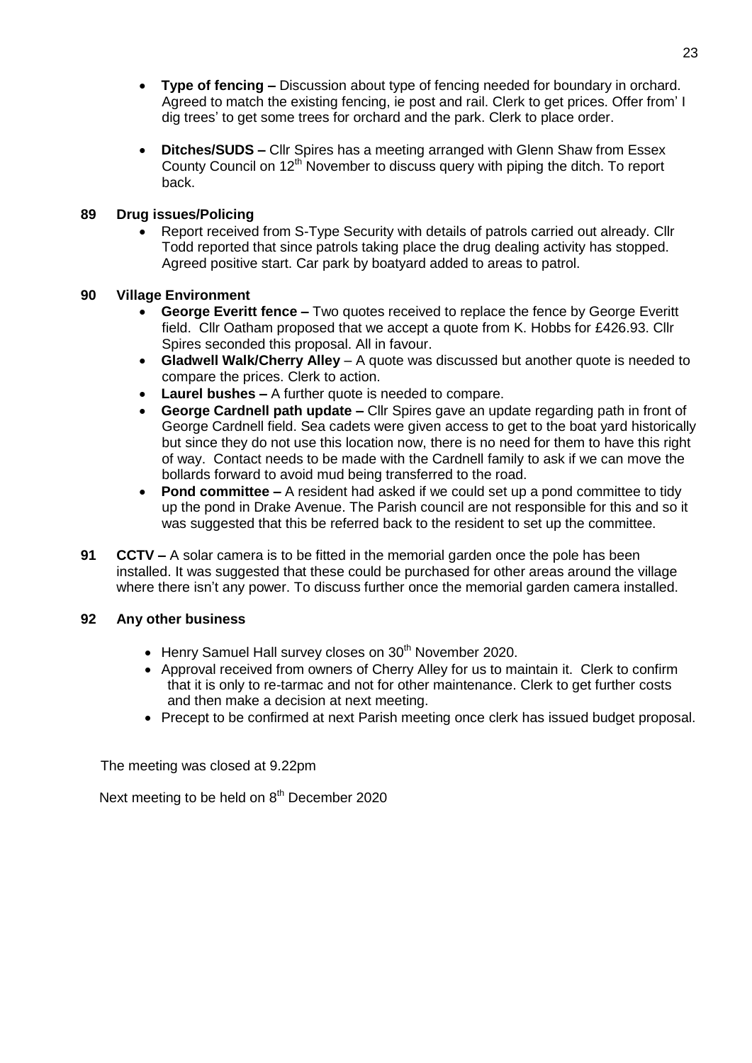- **Type of fencing –** Discussion about type of fencing needed for boundary in orchard. Agreed to match the existing fencing, ie post and rail. Clerk to get prices. Offer from' I dig trees' to get some trees for orchard and the park. Clerk to place order.

- **Ditches/SUDS –** Cllr Spires has a meeting arranged with Glenn Shaw from Essex County Council on 12th November to discuss query with piping the ditch. To report back.

**89 Drug issues/Policing**

- Report received from S-Type Security with details of patrols carried out already. Cllr Todd reported that since patrols taking place the drug dealing activity has stopped. Agreed positive start. Car park by boatyard added to areas to patrol.

**90 Village Environment**

- **George Everitt fence –** Two quotes received to replace the fence by George Everitt field. Cllr Oatham proposed that we accept a quote from K. Hobbs for £426.93. Cllr Spires seconded this proposal. All in favour.
- **Gladwell Walk/Cherry Alley** – A quote was discussed but another quote is needed to compare the prices. Clerk to action.
- **Laurel bushes –** A further quote is needed to compare.
- **George Cardnell path update –** Cllr Spires gave an update regarding path in front of George Cardnell field. Sea cadets were given access to get to the boat yard historically but since they do not use this location now, there is no need for them to have this right of way. Contact needs to be made with the Cardnell family to ask if we can move the bollards forward to avoid mud being transferred to the road.
- **Pond committee –** A resident had asked if we could set up a pond committee to tidy up the pond in Drake Avenue. The Parish council are not responsible for this and so it was suggested that this be referred back to the resident to set up the committee.

**91 CCTV –** A solar camera is to be fitted in the memorial garden once the pole has been installed. It was suggested that these could be purchased for other areas around the village where there isn't any power. To discuss further once the memorial garden camera installed.

**92 Any other business**

- Henry Samuel Hall survey closes on 30th November 2020.
- Approval received from owners of Cherry Alley for us to maintain it. Clerk to confirm that it is only to re-tarmac and not for other maintenance. Clerk to get further costs and then make a decision at next meeting.
- Precept to be confirmed at next Parish meeting once clerk has issued budget proposal.

The meeting was closed at 9.22pm

Next meeting to be held on 8th December 2020